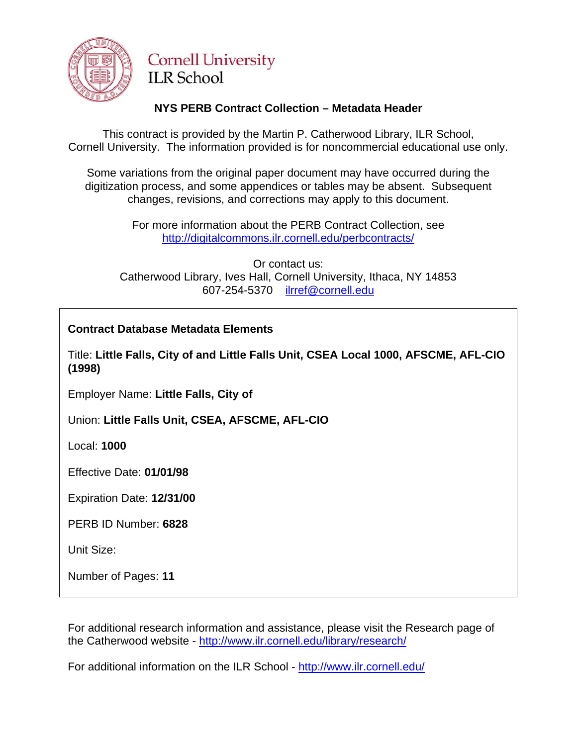Cornell University
ILR School

## NYS PERB Contract Collection – Metadata Header

This contract is provided by the Martin P. Catherwood Library, ILR School, Cornell University. The information provided is for noncommercial educational use only.

Some variations from the original paper document may have occurred during the digitization process, and some appendices or tables may be absent. Subsequent changes, revisions, and corrections may apply to this document.

For more information about the PERB Contract Collection, see http://digitalcommons.ilr.cornell.edu/perbcontracts/

Or contact us:
Catherwood Library, Ives Hall, Cornell University, Ithaca, NY 14853
607-254-5370 ilrref@cornell.edu

**Contract Database Metadata Elements**

Title: **Little Falls, City of and Little Falls Unit, CSEA Local 1000, AFSCME, AFL-CIO (1998)**

Employer Name: **Little Falls, City of**

Union: **Little Falls Unit, CSEA, AFSCME, AFL-CIO**

Local: **1000**

Effective Date: **01/01/98**

Expiration Date: **12/31/00**

PERB ID Number: **6828**

Unit Size:

Number of Pages: **11**

For additional research information and assistance, please visit the Research page of the Catherwood website - http://www.ilr.cornell.edu/library/research/

For additional information on the ILR School - http://www.ilr.cornell.edu/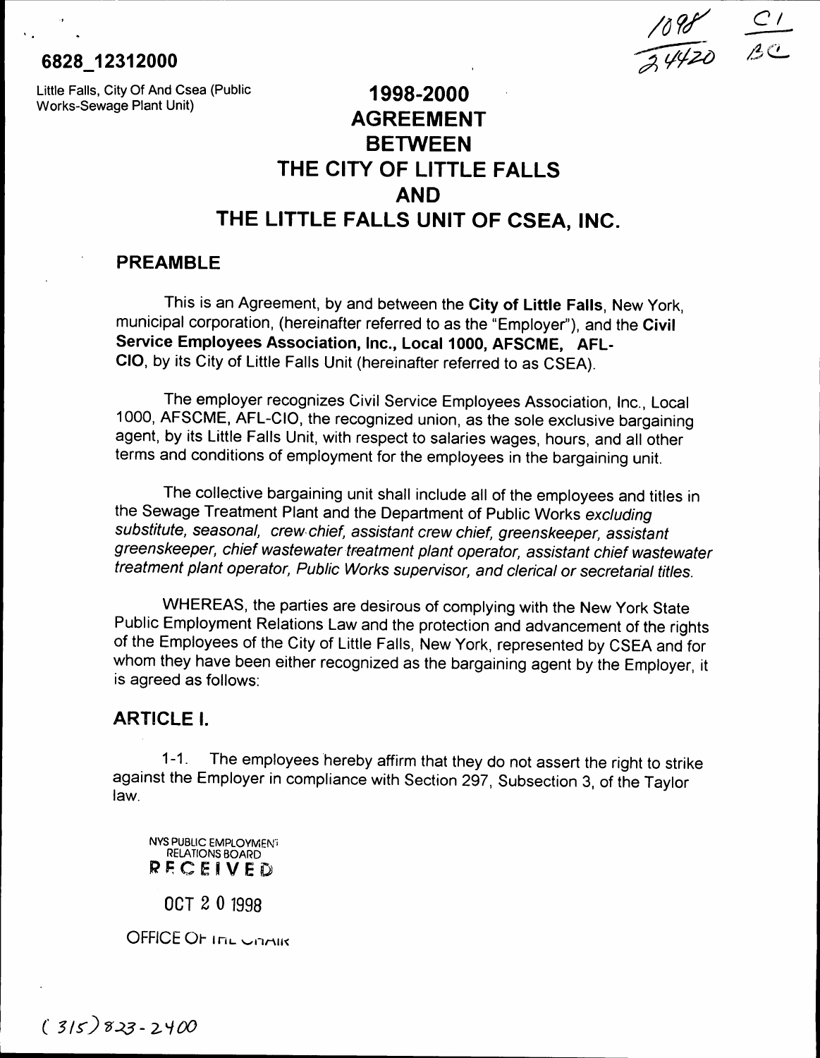6828_12312000

Little Falls, City Of And Csea (Public Works-Sewage Plant Unit)

1098 / 34420 C1 BC

# 1998-2000 AGREEMENT BETWEEN THE CITY OF LITTLE FALLS AND THE LITTLE FALLS UNIT OF CSEA, INC.

## PREAMBLE

This is an Agreement, by and between the **City of Little Falls**, New York, municipal corporation, (hereinafter referred to as the "Employer"), and the **Civil Service Employees Association, Inc., Local 1000, AFSCME, AFL-CIO**, by its City of Little Falls Unit (hereinafter referred to as CSEA).

The employer recognizes Civil Service Employees Association, Inc., Local 1000, AFSCME, AFL-CIO, the recognized union, as the sole exclusive bargaining agent, by its Little Falls Unit, with respect to salaries wages, hours, and all other terms and conditions of employment for the employees in the bargaining unit.

The collective bargaining unit shall include all of the employees and titles in the Sewage Treatment Plant and the Department of Public Works *excluding substitute, seasonal, crew chief, assistant crew chief, greenskeeper, assistant greenskeeper, chief wastewater treatment plant operator, assistant chief wastewater treatment plant operator, Public Works supervisor, and clerical or secretarial titles.*

WHEREAS, the parties are desirous of complying with the New York State Public Employment Relations Law and the protection and advancement of the rights of the Employees of the City of Little Falls, New York, represented by CSEA and for whom they have been either recognized as the bargaining agent by the Employer, it is agreed as follows:

## ARTICLE I.

1-1. The employees hereby affirm that they do not assert the right to strike against the Employer in compliance with Section 297, Subsection 3, of the Taylor law.

NYS PUBLIC EMPLOYMENT RELATIONS BOARD
RECEIVED

OCT 20 1998

OFFICE OF THE CHAIR

(315) 823-2400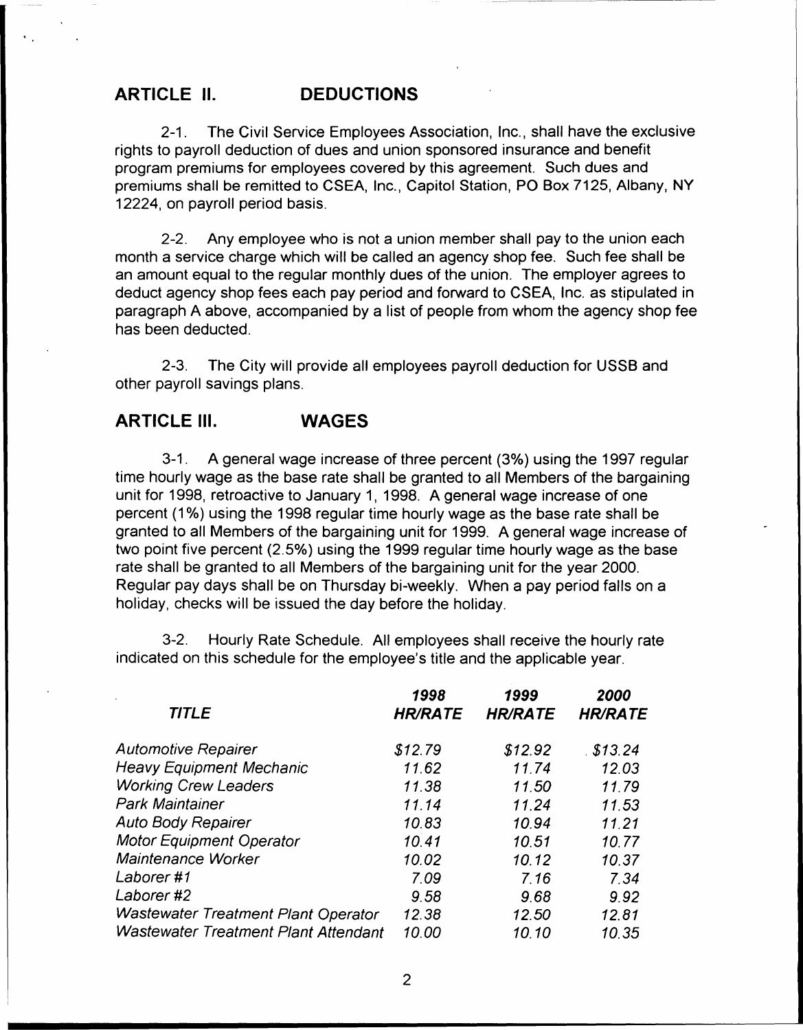## ARTICLE II. DEDUCTIONS

2-1. The Civil Service Employees Association, Inc., shall have the exclusive rights to payroll deduction of dues and union sponsored insurance and benefit program premiums for employees covered by this agreement. Such dues and premiums shall be remitted to CSEA, Inc., Capitol Station, PO Box 7125, Albany, NY 12224, on payroll period basis.

2-2. Any employee who is not a union member shall pay to the union each month a service charge which will be called an agency shop fee. Such fee shall be an amount equal to the regular monthly dues of the union. The employer agrees to deduct agency shop fees each pay period and forward to CSEA, Inc. as stipulated in paragraph A above, accompanied by a list of people from whom the agency shop fee has been deducted.

2-3. The City will provide all employees payroll deduction for USSB and other payroll savings plans.

## ARTICLE III. WAGES

3-1. A general wage increase of three percent (3%) using the 1997 regular time hourly wage as the base rate shall be granted to all Members of the bargaining unit for 1998, retroactive to January 1, 1998. A general wage increase of one percent (1%) using the 1998 regular time hourly wage as the base rate shall be granted to all Members of the bargaining unit for 1999. A general wage increase of two point five percent (2.5%) using the 1999 regular time hourly wage as the base rate shall be granted to all Members of the bargaining unit for the year 2000. Regular pay days shall be on Thursday bi-weekly. When a pay period falls on a holiday, checks will be issued the day before the holiday.

3-2. Hourly Rate Schedule. All employees shall receive the hourly rate indicated on this schedule for the employee's title and the applicable year.

| *TITLE* | ***1998 HR/RATE*** | ***1999 HR/RATE*** | ***2000 HR/RATE*** |
|---|---|---|---|
| *Automotive Repairer* | *$12.79* | *$12.92* | *$13.24* |
| *Heavy Equipment Mechanic* | *11.62* | *11.74* | *12.03* |
| *Working Crew Leaders* | *11.38* | *11.50* | *11.79* |
| *Park Maintainer* | *11.14* | *11.24* | *11.53* |
| *Auto Body Repairer* | *10.83* | *10.94* | *11.21* |
| *Motor Equipment Operator* | *10.41* | *10.51* | *10.77* |
| *Maintenance Worker* | *10.02* | *10.12* | *10.37* |
| *Laborer #1* | *7.09* | *7.16* | *7.34* |
| *Laborer #2* | *9.58* | *9.68* | *9.92* |
| *Wastewater Treatment Plant Operator* | *12.38* | *12.50* | *12.81* |
| *Wastewater Treatment Plant Attendant* | *10.00* | *10.10* | *10.35* |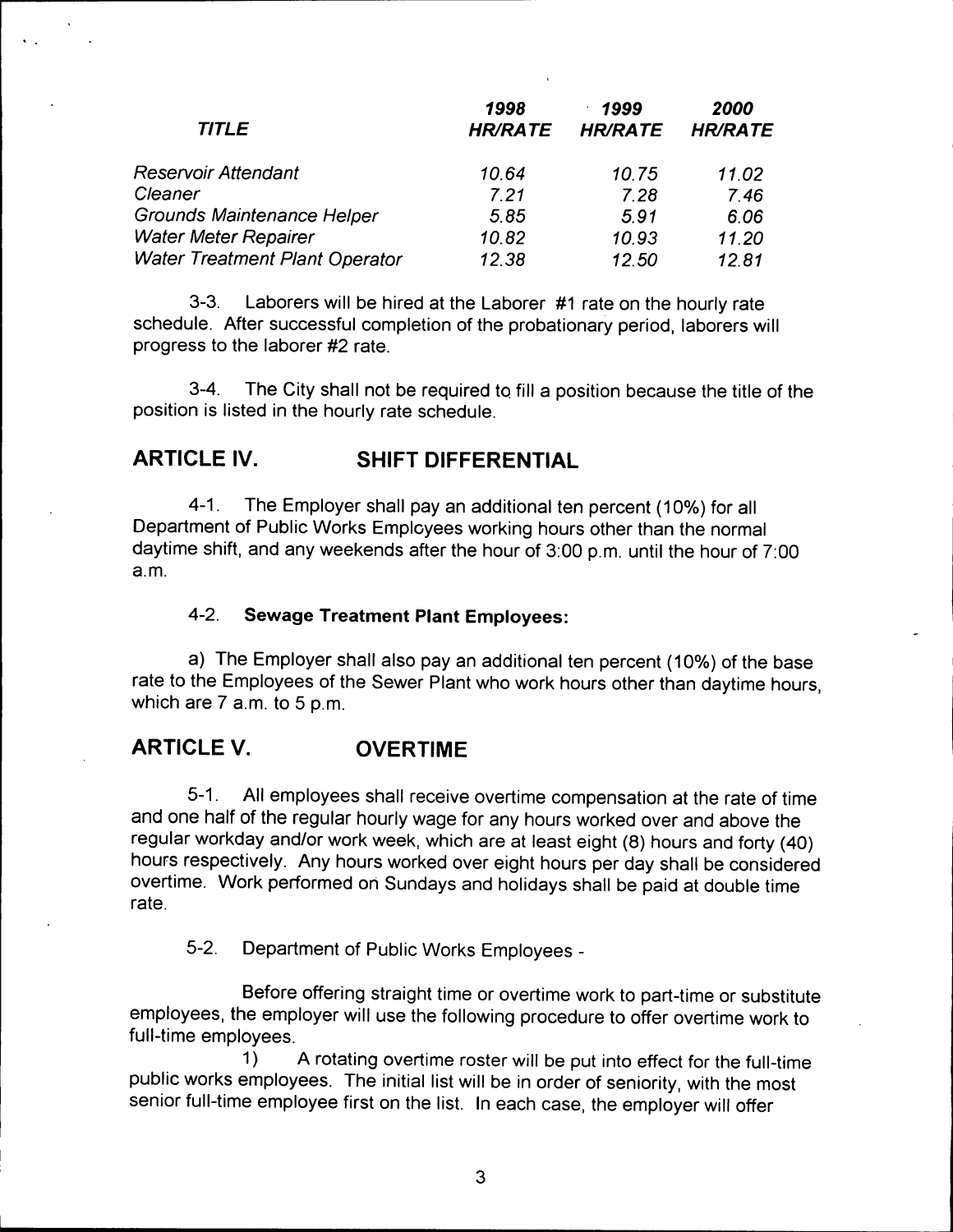| *TITLE* | *1998 HR/RATE* | *1999 HR/RATE* | *2000 HR/RATE* |
|---|---|---|---|
| *Reservoir Attendant* | *10.64* | *10.75* | *11.02* |
| *Cleaner* | *7.21* | *7.28* | *7.46* |
| *Grounds Maintenance Helper* | *5.85* | *5.91* | *6.06* |
| *Water Meter Repairer* | *10.82* | *10.93* | *11.20* |
| *Water Treatment Plant Operator* | *12.38* | *12.50* | *12.81* |

3-3. Laborers will be hired at the Laborer #1 rate on the hourly rate schedule. After successful completion of the probationary period, laborers will progress to the laborer #2 rate.

3-4. The City shall not be required to fill a position because the title of the position is listed in the hourly rate schedule.

## ARTICLE IV. SHIFT DIFFERENTIAL

4-1. The Employer shall pay an additional ten percent (10%) for all Department of Public Works Employees working hours other than the normal daytime shift, and any weekends after the hour of 3:00 p.m. until the hour of 7:00 a.m.

4-2. **Sewage Treatment Plant Employees:**

a) The Employer shall also pay an additional ten percent (10%) of the base rate to the Employees of the Sewer Plant who work hours other than daytime hours, which are 7 a.m. to 5 p.m.

## ARTICLE V. OVERTIME

5-1. All employees shall receive overtime compensation at the rate of time and one half of the regular hourly wage for any hours worked over and above the regular workday and/or work week, which are at least eight (8) hours and forty (40) hours respectively. Any hours worked over eight hours per day shall be considered overtime. Work performed on Sundays and holidays shall be paid at double time rate.

5-2. Department of Public Works Employees -

Before offering straight time or overtime work to part-time or substitute employees, the employer will use the following procedure to offer overtime work to full-time employees.

1) A rotating overtime roster will be put into effect for the full-time public works employees. The initial list will be in order of seniority, with the most senior full-time employee first on the list. In each case, the employer will offer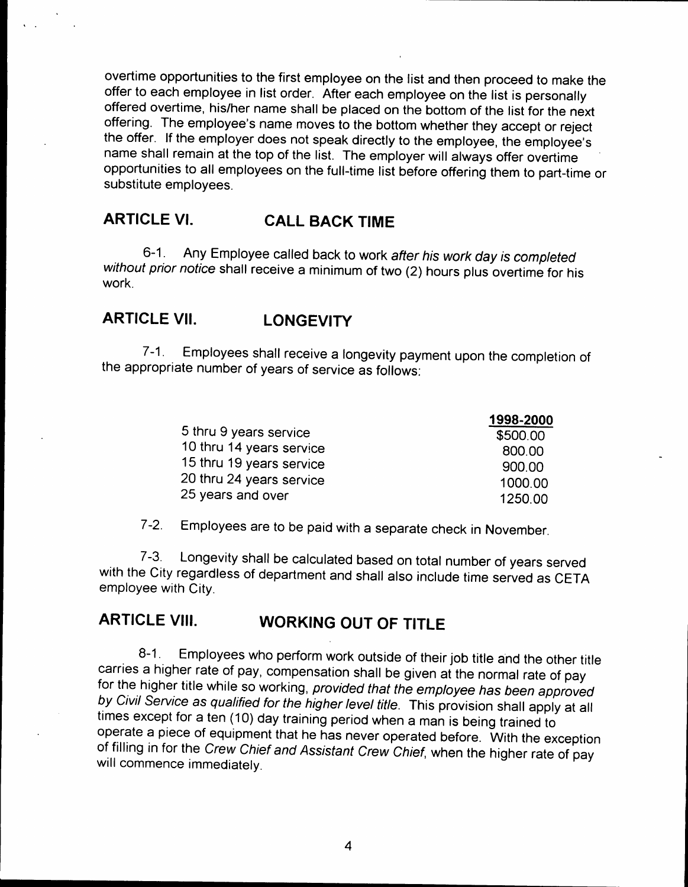overtime opportunities to the first employee on the list and then proceed to make the offer to each employee in list order. After each employee on the list is personally offered overtime, his/her name shall be placed on the bottom of the list for the next offering. The employee's name moves to the bottom whether they accept or reject the offer. If the employer does not speak directly to the employee, the employee's name shall remain at the top of the list. The employer will always offer overtime opportunities to all employees on the full-time list before offering them to part-time or substitute employees.

## ARTICLE VI. CALL BACK TIME

6-1. Any Employee called back to work *after his work day is completed without prior notice* shall receive a minimum of two (2) hours plus overtime for his work.

## ARTICLE VII. LONGEVITY

7-1. Employees shall receive a longevity payment upon the completion of the appropriate number of years of service as follows:

| | **1998-2000** |
|---|---|
| 5 thru 9 years service | $500.00 |
| 10 thru 14 years service | 800.00 |
| 15 thru 19 years service | 900.00 |
| 20 thru 24 years service | 1000.00 |
| 25 years and over | 1250.00 |

7-2. Employees are to be paid with a separate check in November.

7-3. Longevity shall be calculated based on total number of years served with the City regardless of department and shall also include time served as CETA employee with City.

## ARTICLE VIII. WORKING OUT OF TITLE

8-1. Employees who perform work outside of their job title and the other title carries a higher rate of pay, compensation shall be given at the normal rate of pay for the higher title while so working, *provided that the employee has been approved by Civil Service as qualified for the higher level title*. This provision shall apply at all times except for a ten (10) day training period when a man is being trained to operate a piece of equipment that he has never operated before. With the exception of filling in for the *Crew Chief and Assistant Crew Chief*, when the higher rate of pay will commence immediately.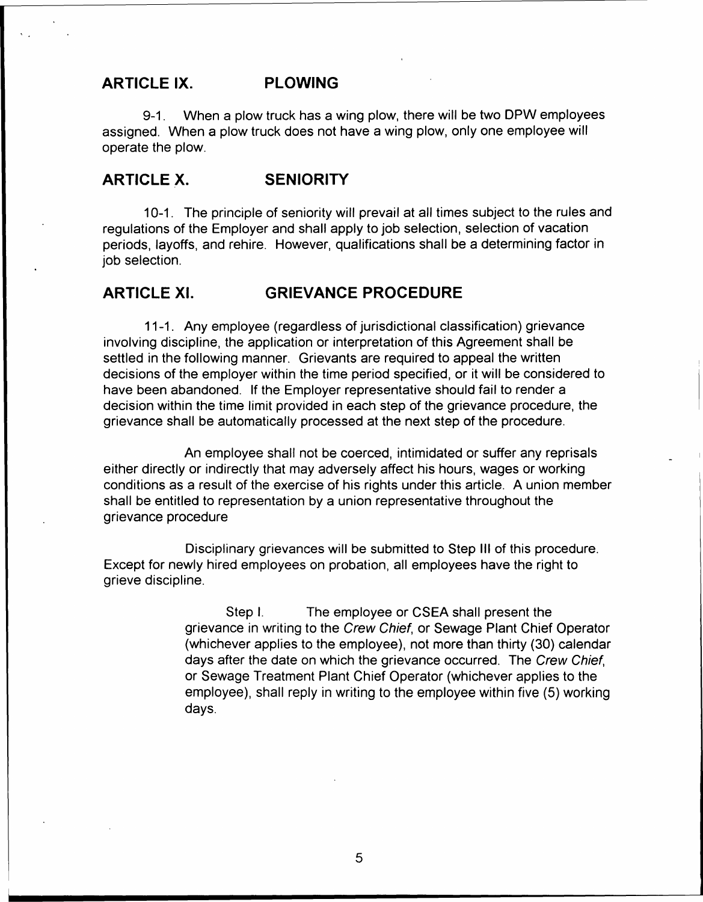## ARTICLE IX. PLOWING

9-1. When a plow truck has a wing plow, there will be two DPW employees assigned. When a plow truck does not have a wing plow, only one employee will operate the plow.

## ARTICLE X. SENIORITY

10-1. The principle of seniority will prevail at all times subject to the rules and regulations of the Employer and shall apply to job selection, selection of vacation periods, layoffs, and rehire. However, qualifications shall be a determining factor in job selection.

## ARTICLE XI. GRIEVANCE PROCEDURE

11-1. Any employee (regardless of jurisdictional classification) grievance involving discipline, the application or interpretation of this Agreement shall be settled in the following manner. Grievants are required to appeal the written decisions of the employer within the time period specified, or it will be considered to have been abandoned. If the Employer representative should fail to render a decision within the time limit provided in each step of the grievance procedure, the grievance shall be automatically processed at the next step of the procedure.

An employee shall not be coerced, intimidated or suffer any reprisals either directly or indirectly that may adversely affect his hours, wages or working conditions as a result of the exercise of his rights under this article. A union member shall be entitled to representation by a union representative throughout the grievance procedure

Disciplinary grievances will be submitted to Step III of this procedure. Except for newly hired employees on probation, all employees have the right to grieve discipline.

Step I. The employee or CSEA shall present the grievance in writing to the *Crew Chief*, or Sewage Plant Chief Operator (whichever applies to the employee), not more than thirty (30) calendar days after the date on which the grievance occurred. The *Crew Chief*, or Sewage Treatment Plant Chief Operator (whichever applies to the employee), shall reply in writing to the employee within five (5) working days.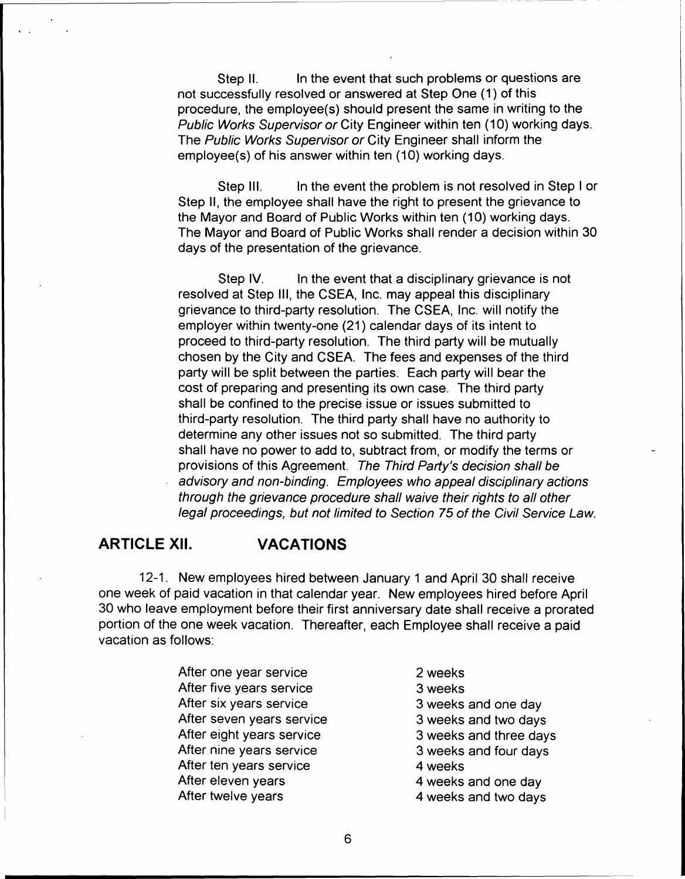Step II. In the event that such problems or questions are not successfully resolved or answered at Step One (1) of this procedure, the employee(s) should present the same in writing to the *Public Works Supervisor or* City Engineer within ten (10) working days. The *Public Works Supervisor or* City Engineer shall inform the employee(s) of his answer within ten (10) working days.

Step III. In the event the problem is not resolved in Step I or Step II, the employee shall have the right to present the grievance to the Mayor and Board of Public Works within ten (10) working days. The Mayor and Board of Public Works shall render a decision within 30 days of the presentation of the grievance.

Step IV. In the event that a disciplinary grievance is not resolved at Step III, the CSEA, Inc. may appeal this disciplinary grievance to third-party resolution. The CSEA, Inc. will notify the employer within twenty-one (21) calendar days of its intent to proceed to third-party resolution. The third party will be mutually chosen by the City and CSEA. The fees and expenses of the third party will be split between the parties. Each party will bear the cost of preparing and presenting its own case. The third party shall be confined to the precise issue or issues submitted to third-party resolution. The third party shall have no authority to determine any other issues not so submitted. The third party shall have no power to add to, subtract from, or modify the terms or provisions of this Agreement. *The Third Party's decision shall be advisory and non-binding. Employees who appeal disciplinary actions through the grievance procedure shall waive their rights to all other legal proceedings, but not limited to Section 75 of the Civil Service Law.*

## ARTICLE XII. VACATIONS

12-1. New employees hired between January 1 and April 30 shall receive one week of paid vacation in that calendar year. New employees hired before April 30 who leave employment before their first anniversary date shall receive a prorated portion of the one week vacation. Thereafter, each Employee shall receive a paid vacation as follows:

| | |
|---|---|
| After one year service | 2 weeks |
| After five years service | 3 weeks |
| After six years service | 3 weeks and one day |
| After seven years service | 3 weeks and two days |
| After eight years service | 3 weeks and three days |
| After nine years service | 3 weeks and four days |
| After ten years service | 4 weeks |
| After eleven years | 4 weeks and one day |
| After twelve years | 4 weeks and two days |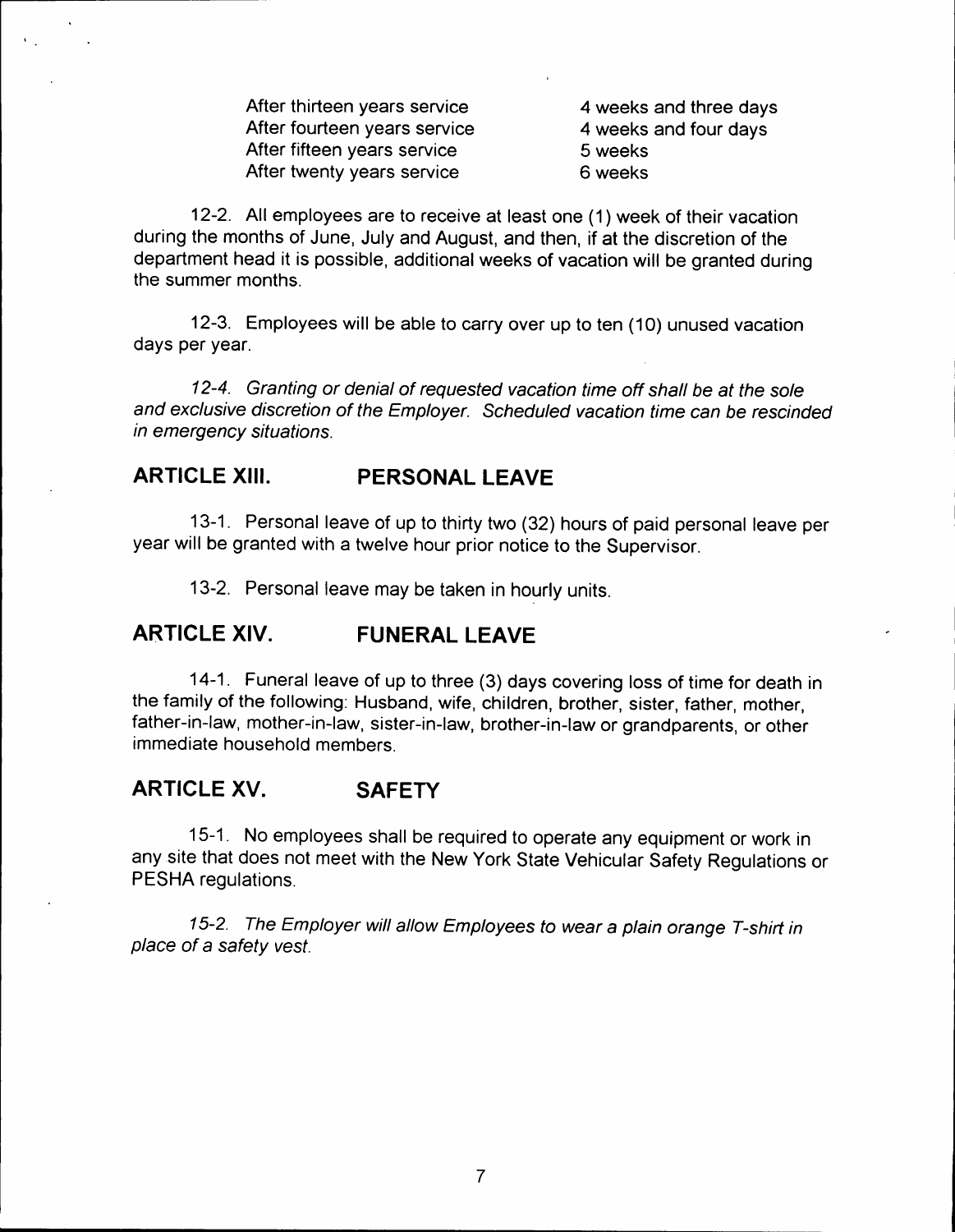| | |
|---|---|
| After thirteen years service | 4 weeks and three days |
| After fourteen years service | 4 weeks and four days |
| After fifteen years service | 5 weeks |
| After twenty years service | 6 weeks |

12-2. All employees are to receive at least one (1) week of their vacation during the months of June, July and August, and then, if at the discretion of the department head it is possible, additional weeks of vacation will be granted during the summer months.

12-3. Employees will be able to carry over up to ten (10) unused vacation days per year.

*12-4. Granting or denial of requested vacation time off shall be at the sole and exclusive discretion of the Employer. Scheduled vacation time can be rescinded in emergency situations.*

## ARTICLE XIII. PERSONAL LEAVE

13-1. Personal leave of up to thirty two (32) hours of paid personal leave per year will be granted with a twelve hour prior notice to the Supervisor.

13-2. Personal leave may be taken in hourly units.

## ARTICLE XIV. FUNERAL LEAVE

14-1. Funeral leave of up to three (3) days covering loss of time for death in the family of the following: Husband, wife, children, brother, sister, father, mother, father-in-law, mother-in-law, sister-in-law, brother-in-law or grandparents, or other immediate household members.

## ARTICLE XV. SAFETY

15-1. No employees shall be required to operate any equipment or work in any site that does not meet with the New York State Vehicular Safety Regulations or PESHA regulations.

*15-2. The Employer will allow Employees to wear a plain orange T-shirt in place of a safety vest.*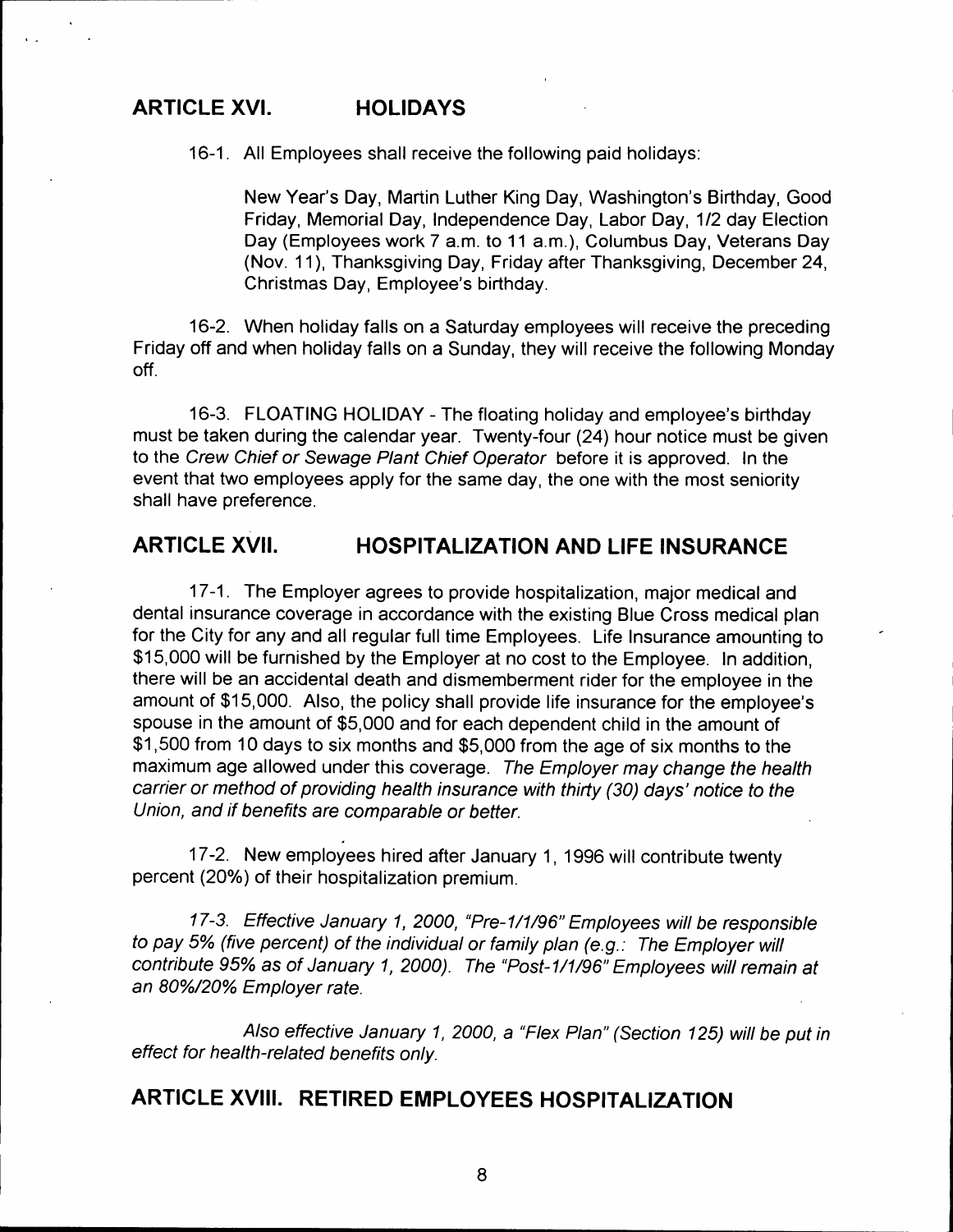## ARTICLE XVI. HOLIDAYS

16-1. All Employees shall receive the following paid holidays:

> New Year's Day, Martin Luther King Day, Washington's Birthday, Good Friday, Memorial Day, Independence Day, Labor Day, 1/2 day Election Day (Employees work 7 a.m. to 11 a.m.), Columbus Day, Veterans Day (Nov. 11), Thanksgiving Day, Friday after Thanksgiving, December 24, Christmas Day, Employee's birthday.

16-2. When holiday falls on a Saturday employees will receive the preceding Friday off and when holiday falls on a Sunday, they will receive the following Monday off.

16-3. FLOATING HOLIDAY - The floating holiday and employee's birthday must be taken during the calendar year. Twenty-four (24) hour notice must be given to the *Crew Chief or Sewage Plant Chief Operator* before it is approved. In the event that two employees apply for the same day, the one with the most seniority shall have preference.

## ARTICLE XVII. HOSPITALIZATION AND LIFE INSURANCE

17-1. The Employer agrees to provide hospitalization, major medical and dental insurance coverage in accordance with the existing Blue Cross medical plan for the City for any and all regular full time Employees. Life Insurance amounting to $15,000 will be furnished by the Employer at no cost to the Employee. In addition, there will be an accidental death and dismemberment rider for the employee in the amount of $15,000. Also, the policy shall provide life insurance for the employee's spouse in the amount of $5,000 and for each dependent child in the amount of $1,500 from 10 days to six months and $5,000 from the age of six months to the maximum age allowed under this coverage. *The Employer may change the health carrier or method of providing health insurance with thirty (30) days' notice to the Union, and if benefits are comparable or better.*

17-2. New employees hired after January 1, 1996 will contribute twenty percent (20%) of their hospitalization premium.

*17-3. Effective January 1, 2000, "Pre-1/1/96" Employees will be responsible to pay 5% (five percent) of the individual or family plan (e.g.: The Employer will contribute 95% as of January 1, 2000). The "Post-1/1/96" Employees will remain at an 80%/20% Employer rate.*

*Also effective January 1, 2000, a "Flex Plan" (Section 125) will be put in effect for health-related benefits only.*

## ARTICLE XVIII. RETIRED EMPLOYEES HOSPITALIZATION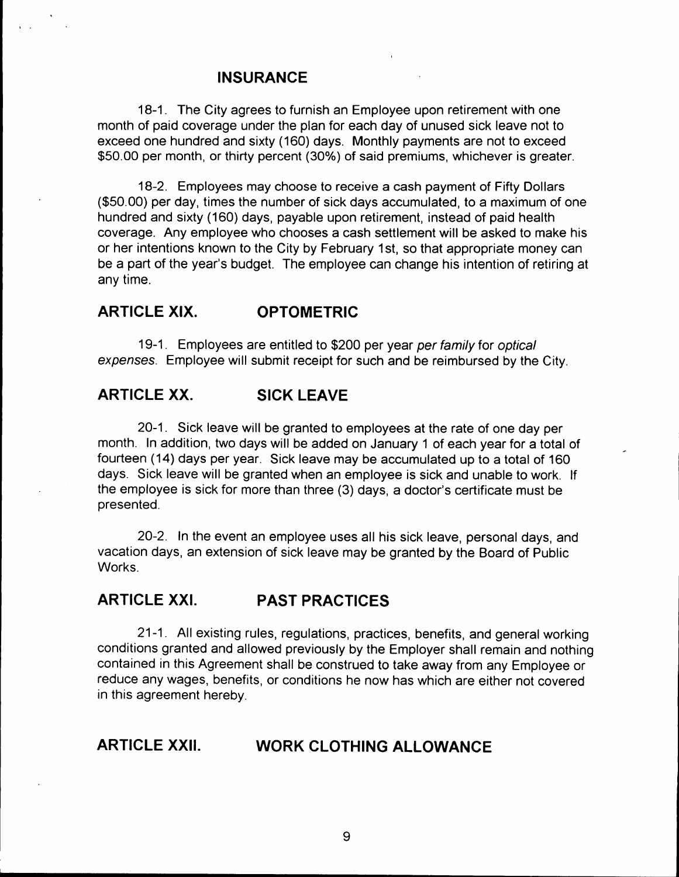## INSURANCE

18-1. The City agrees to furnish an Employee upon retirement with one month of paid coverage under the plan for each day of unused sick leave not to exceed one hundred and sixty (160) days. Monthly payments are not to exceed $50.00 per month, or thirty percent (30%) of said premiums, whichever is greater.

18-2. Employees may choose to receive a cash payment of Fifty Dollars ($50.00) per day, times the number of sick days accumulated, to a maximum of one hundred and sixty (160) days, payable upon retirement, instead of paid health coverage. Any employee who chooses a cash settlement will be asked to make his or her intentions known to the City by February 1st, so that appropriate money can be a part of the year's budget. The employee can change his intention of retiring at any time.

## ARTICLE XIX. OPTOMETRIC

19-1. Employees are entitled to $200 per year *per family* for *optical expenses*. Employee will submit receipt for such and be reimbursed by the City.

## ARTICLE XX. SICK LEAVE

20-1. Sick leave will be granted to employees at the rate of one day per month. In addition, two days will be added on January 1 of each year for a total of fourteen (14) days per year. Sick leave may be accumulated up to a total of 160 days. Sick leave will be granted when an employee is sick and unable to work. If the employee is sick for more than three (3) days, a doctor's certificate must be presented.

20-2. In the event an employee uses all his sick leave, personal days, and vacation days, an extension of sick leave may be granted by the Board of Public Works.

## ARTICLE XXI. PAST PRACTICES

21-1. All existing rules, regulations, practices, benefits, and general working conditions granted and allowed previously by the Employer shall remain and nothing contained in this Agreement shall be construed to take away from any Employee or reduce any wages, benefits, or conditions he now has which are either not covered in this agreement hereby.

## ARTICLE XXII. WORK CLOTHING ALLOWANCE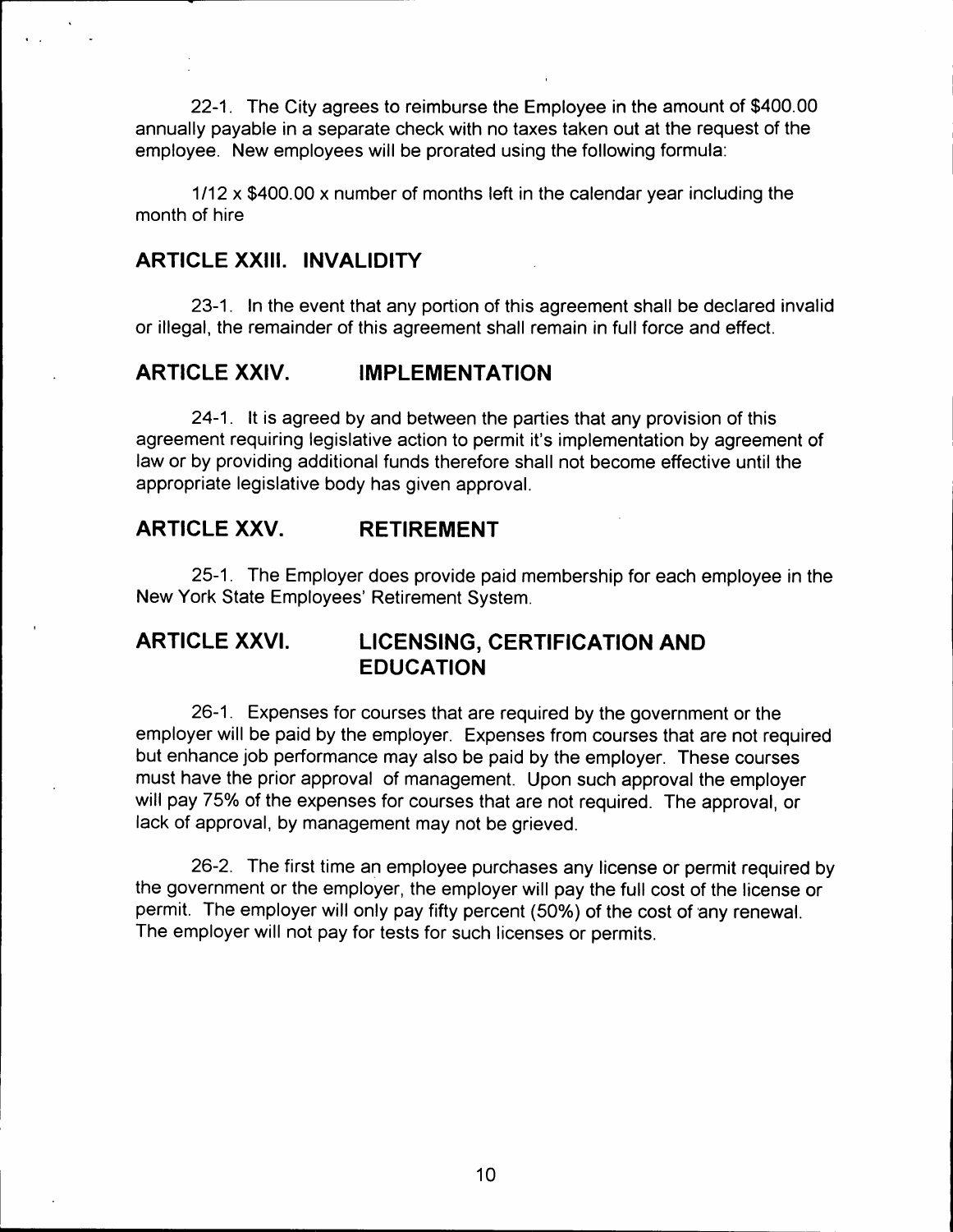22-1. The City agrees to reimburse the Employee in the amount of $400.00 annually payable in a separate check with no taxes taken out at the request of the employee. New employees will be prorated using the following formula:

1/12 x $400.00 x number of months left in the calendar year including the month of hire

## ARTICLE XXIII. INVALIDITY

23-1. In the event that any portion of this agreement shall be declared invalid or illegal, the remainder of this agreement shall remain in full force and effect.

## ARTICLE XXIV. IMPLEMENTATION

24-1. It is agreed by and between the parties that any provision of this agreement requiring legislative action to permit it's implementation by agreement of law or by providing additional funds therefore shall not become effective until the appropriate legislative body has given approval.

## ARTICLE XXV. RETIREMENT

25-1. The Employer does provide paid membership for each employee in the New York State Employees' Retirement System.

## ARTICLE XXVI. LICENSING, CERTIFICATION AND EDUCATION

26-1. Expenses for courses that are required by the government or the employer will be paid by the employer. Expenses from courses that are not required but enhance job performance may also be paid by the employer. These courses must have the prior approval of management. Upon such approval the employer will pay 75% of the expenses for courses that are not required. The approval, or lack of approval, by management may not be grieved.

26-2. The first time an employee purchases any license or permit required by the government or the employer, the employer will pay the full cost of the license or permit. The employer will only pay fifty percent (50%) of the cost of any renewal. The employer will not pay for tests for such licenses or permits.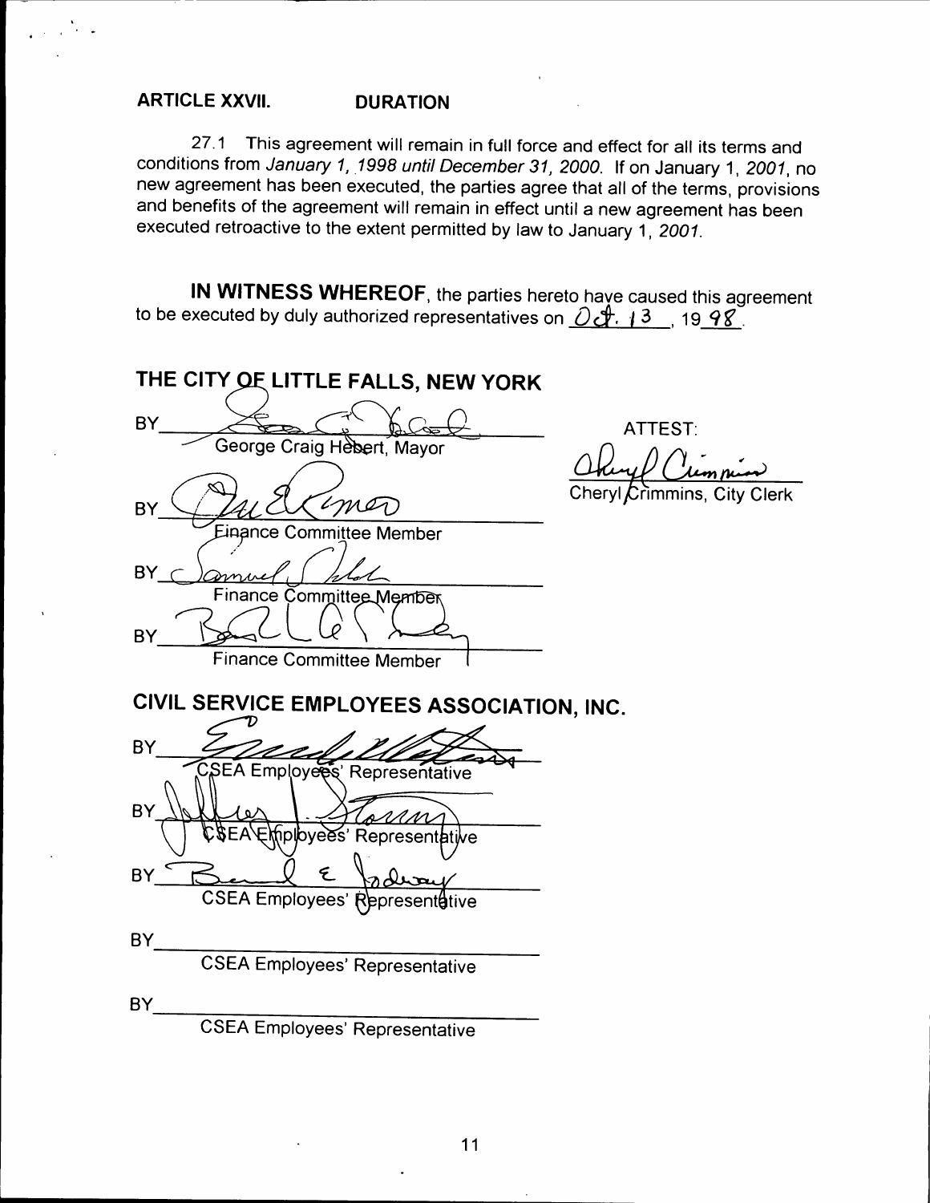**ARTICLE XXVII. DURATION**

27.1 This agreement will remain in full force and effect for all its terms and conditions from *January 1, 1998 until December 31, 2000*. If on January 1, *2001*, no new agreement has been executed, the parties agree that all of the terms, provisions and benefits of the agreement will remain in effect until a new agreement has been executed retroactive to the extent permitted by law to January 1, *2001*.

**IN WITNESS WHEREOF**, the parties hereto have caused this agreement to be executed by duly authorized representatives on Oct. 13, 1998.

**THE CITY OF LITTLE FALLS, NEW YORK**

BY_______________________________
George Craig Hebert, Mayor

BY_______________________________
Finance Committee Member

BY_______________________________
Finance Committee Member

BY_______________________________
Finance Committee Member

ATTEST:

_______________________________
Cheryl Crimmins, City Clerk

**CIVIL SERVICE EMPLOYEES ASSOCIATION, INC.**

BY_______________________________
CSEA Employees' Representative

BY_______________________________
CSEA Employees' Representative

BY_______________________________
CSEA Employees' Representative

BY_______________________________
CSEA Employees' Representative

BY_______________________________
CSEA Employees' Representative